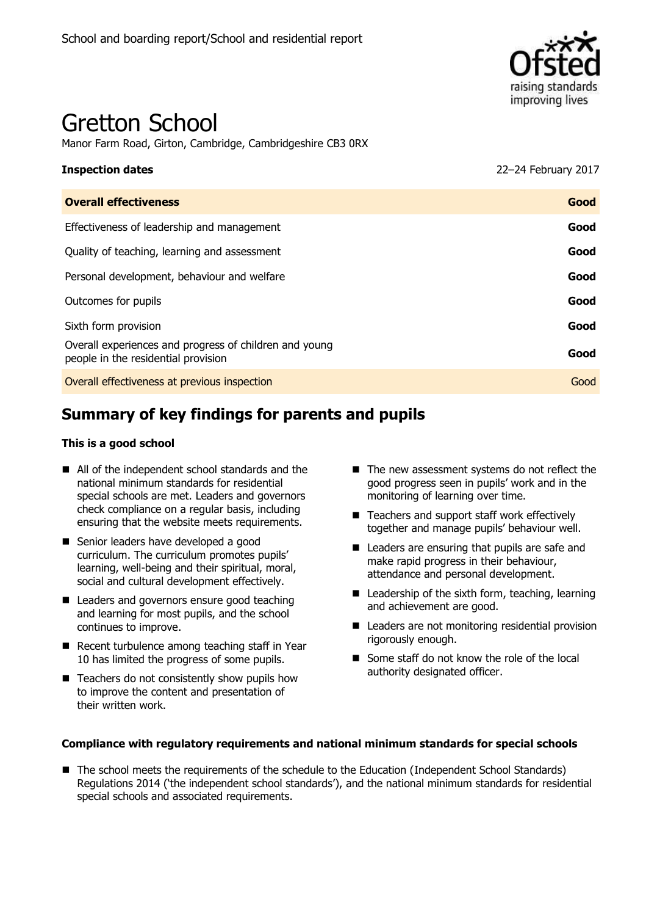School and boarding report/School and residential report

# Gretton School

Manor Farm Road, Girton, Cambridge, Cambridgeshire CB3 0RX

| **Inspection dates** | 22–24 February 2017 |
|---|---|
| **Overall effectiveness** | **Good** |
| Effectiveness of leadership and management | **Good** |
| Quality of teaching, learning and assessment | **Good** |
| Personal development, behaviour and welfare | **Good** |
| Outcomes for pupils | **Good** |
| Sixth form provision | **Good** |
| Overall experiences and progress of children and young people in the residential provision | **Good** |
| Overall effectiveness at previous inspection | Good |

## Summary of key findings for parents and pupils

### This is a good school

- All of the independent school standards and the national minimum standards for residential special schools are met. Leaders and governors check compliance on a regular basis, including ensuring that the website meets requirements.
- Senior leaders have developed a good curriculum. The curriculum promotes pupils' learning, well-being and their spiritual, moral, social and cultural development effectively.
- Leaders and governors ensure good teaching and learning for most pupils, and the school continues to improve.
- Recent turbulence among teaching staff in Year 10 has limited the progress of some pupils.
- Teachers do not consistently show pupils how to improve the content and presentation of their written work.
- The new assessment systems do not reflect the good progress seen in pupils' work and in the monitoring of learning over time.
- Teachers and support staff work effectively together and manage pupils' behaviour well.
- Leaders are ensuring that pupils are safe and make rapid progress in their behaviour, attendance and personal development.
- Leadership of the sixth form, teaching, learning and achievement are good.
- Leaders are not monitoring residential provision rigorously enough.
- Some staff do not know the role of the local authority designated officer.

### Compliance with regulatory requirements and national minimum standards for special schools

- The school meets the requirements of the schedule to the Education (Independent School Standards) Regulations 2014 ('the independent school standards'), and the national minimum standards for residential special schools and associated requirements.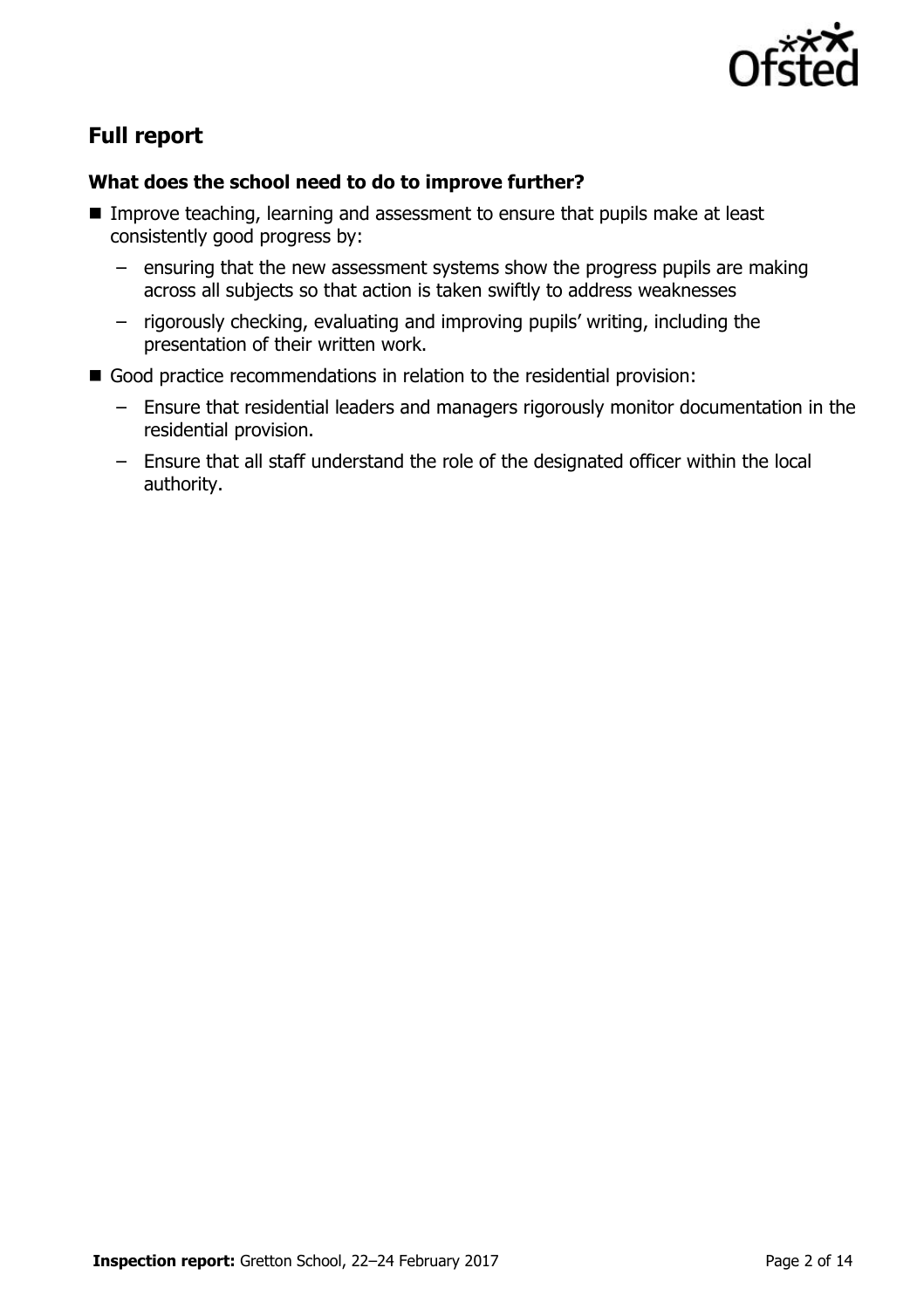## Full report

### What does the school need to do to improve further?

- Improve teaching, learning and assessment to ensure that pupils make at least consistently good progress by:
  - ensuring that the new assessment systems show the progress pupils are making across all subjects so that action is taken swiftly to address weaknesses
  - rigorously checking, evaluating and improving pupils' writing, including the presentation of their written work.
- Good practice recommendations in relation to the residential provision:
  - Ensure that residential leaders and managers rigorously monitor documentation in the residential provision.
  - Ensure that all staff understand the role of the designated officer within the local authority.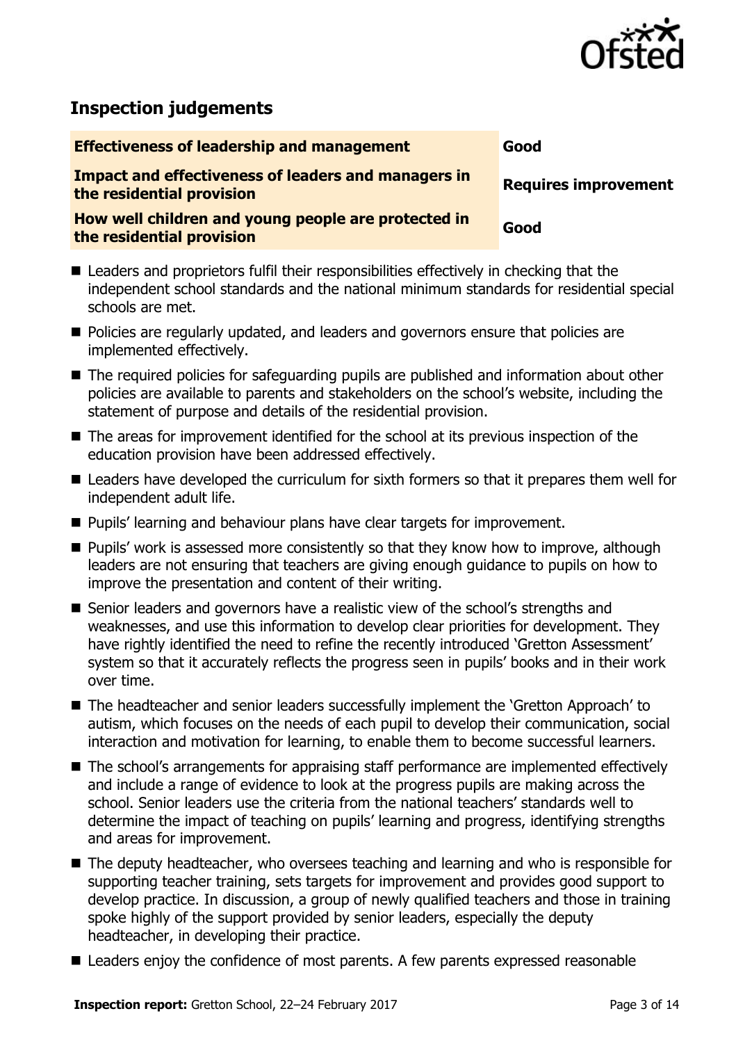## Inspection judgements

| | |
|---|---|
| **Effectiveness of leadership and management** | **Good** |
| **Impact and effectiveness of leaders and managers in the residential provision** | **Requires improvement** |
| **How well children and young people are protected in the residential provision** | **Good** |

- Leaders and proprietors fulfil their responsibilities effectively in checking that the independent school standards and the national minimum standards for residential special schools are met.
- Policies are regularly updated, and leaders and governors ensure that policies are implemented effectively.
- The required policies for safeguarding pupils are published and information about other policies are available to parents and stakeholders on the school's website, including the statement of purpose and details of the residential provision.
- The areas for improvement identified for the school at its previous inspection of the education provision have been addressed effectively.
- Leaders have developed the curriculum for sixth formers so that it prepares them well for independent adult life.
- Pupils' learning and behaviour plans have clear targets for improvement.
- Pupils' work is assessed more consistently so that they know how to improve, although leaders are not ensuring that teachers are giving enough guidance to pupils on how to improve the presentation and content of their writing.
- Senior leaders and governors have a realistic view of the school's strengths and weaknesses, and use this information to develop clear priorities for development. They have rightly identified the need to refine the recently introduced 'Gretton Assessment' system so that it accurately reflects the progress seen in pupils' books and in their work over time.
- The headteacher and senior leaders successfully implement the 'Gretton Approach' to autism, which focuses on the needs of each pupil to develop their communication, social interaction and motivation for learning, to enable them to become successful learners.
- The school's arrangements for appraising staff performance are implemented effectively and include a range of evidence to look at the progress pupils are making across the school. Senior leaders use the criteria from the national teachers' standards well to determine the impact of teaching on pupils' learning and progress, identifying strengths and areas for improvement.
- The deputy headteacher, who oversees teaching and learning and who is responsible for supporting teacher training, sets targets for improvement and provides good support to develop practice. In discussion, a group of newly qualified teachers and those in training spoke highly of the support provided by senior leaders, especially the deputy headteacher, in developing their practice.
- Leaders enjoy the confidence of most parents. A few parents expressed reasonable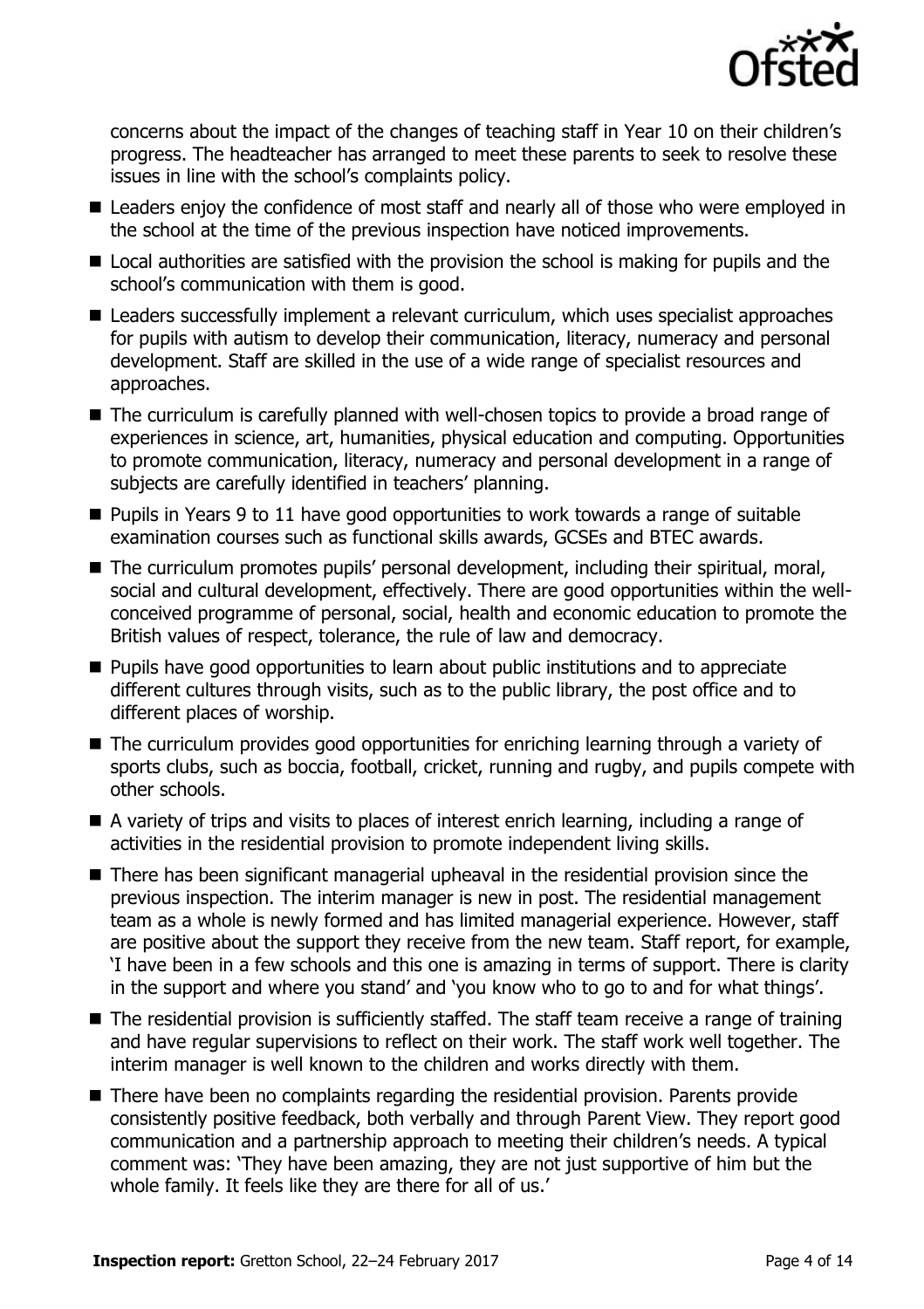concerns about the impact of the changes of teaching staff in Year 10 on their children's progress. The headteacher has arranged to meet these parents to seek to resolve these issues in line with the school's complaints policy.

- Leaders enjoy the confidence of most staff and nearly all of those who were employed in the school at the time of the previous inspection have noticed improvements.
- Local authorities are satisfied with the provision the school is making for pupils and the school's communication with them is good.
- Leaders successfully implement a relevant curriculum, which uses specialist approaches for pupils with autism to develop their communication, literacy, numeracy and personal development. Staff are skilled in the use of a wide range of specialist resources and approaches.
- The curriculum is carefully planned with well-chosen topics to provide a broad range of experiences in science, art, humanities, physical education and computing. Opportunities to promote communication, literacy, numeracy and personal development in a range of subjects are carefully identified in teachers' planning.
- Pupils in Years 9 to 11 have good opportunities to work towards a range of suitable examination courses such as functional skills awards, GCSEs and BTEC awards.
- The curriculum promotes pupils' personal development, including their spiritual, moral, social and cultural development, effectively. There are good opportunities within the well-conceived programme of personal, social, health and economic education to promote the British values of respect, tolerance, the rule of law and democracy.
- Pupils have good opportunities to learn about public institutions and to appreciate different cultures through visits, such as to the public library, the post office and to different places of worship.
- The curriculum provides good opportunities for enriching learning through a variety of sports clubs, such as boccia, football, cricket, running and rugby, and pupils compete with other schools.
- A variety of trips and visits to places of interest enrich learning, including a range of activities in the residential provision to promote independent living skills.
- There has been significant managerial upheaval in the residential provision since the previous inspection. The interim manager is new in post. The residential management team as a whole is newly formed and has limited managerial experience. However, staff are positive about the support they receive from the new team. Staff report, for example, 'I have been in a few schools and this one is amazing in terms of support. There is clarity in the support and where you stand' and 'you know who to go to and for what things'.
- The residential provision is sufficiently staffed. The staff team receive a range of training and have regular supervisions to reflect on their work. The staff work well together. The interim manager is well known to the children and works directly with them.
- There have been no complaints regarding the residential provision. Parents provide consistently positive feedback, both verbally and through Parent View. They report good communication and a partnership approach to meeting their children's needs. A typical comment was: 'They have been amazing, they are not just supportive of him but the whole family. It feels like they are there for all of us.'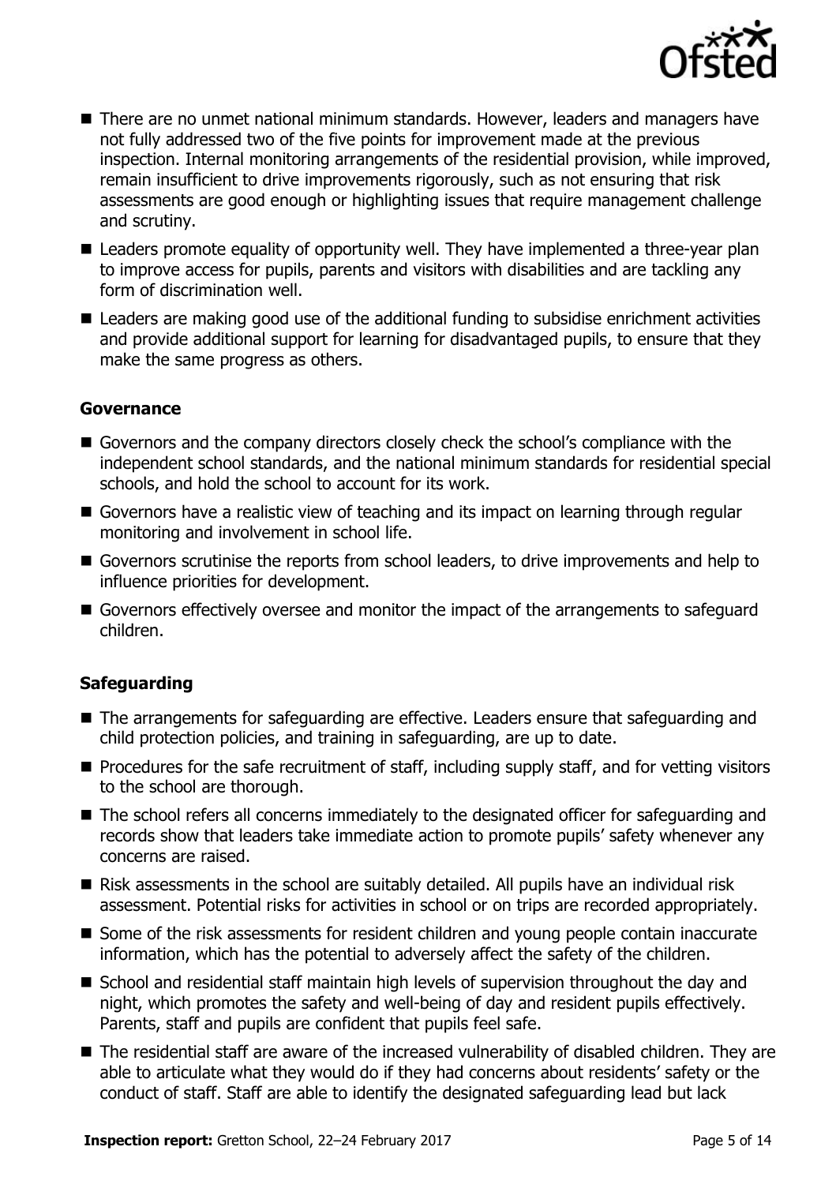- There are no unmet national minimum standards. However, leaders and managers have not fully addressed two of the five points for improvement made at the previous inspection. Internal monitoring arrangements of the residential provision, while improved, remain insufficient to drive improvements rigorously, such as not ensuring that risk assessments are good enough or highlighting issues that require management challenge and scrutiny.
- Leaders promote equality of opportunity well. They have implemented a three-year plan to improve access for pupils, parents and visitors with disabilities and are tackling any form of discrimination well.
- Leaders are making good use of the additional funding to subsidise enrichment activities and provide additional support for learning for disadvantaged pupils, to ensure that they make the same progress as others.

### Governance

- Governors and the company directors closely check the school's compliance with the independent school standards, and the national minimum standards for residential special schools, and hold the school to account for its work.
- Governors have a realistic view of teaching and its impact on learning through regular monitoring and involvement in school life.
- Governors scrutinise the reports from school leaders, to drive improvements and help to influence priorities for development.
- Governors effectively oversee and monitor the impact of the arrangements to safeguard children.

### Safeguarding

- The arrangements for safeguarding are effective. Leaders ensure that safeguarding and child protection policies, and training in safeguarding, are up to date.
- Procedures for the safe recruitment of staff, including supply staff, and for vetting visitors to the school are thorough.
- The school refers all concerns immediately to the designated officer for safeguarding and records show that leaders take immediate action to promote pupils' safety whenever any concerns are raised.
- Risk assessments in the school are suitably detailed. All pupils have an individual risk assessment. Potential risks for activities in school or on trips are recorded appropriately.
- Some of the risk assessments for resident children and young people contain inaccurate information, which has the potential to adversely affect the safety of the children.
- School and residential staff maintain high levels of supervision throughout the day and night, which promotes the safety and well-being of day and resident pupils effectively. Parents, staff and pupils are confident that pupils feel safe.
- The residential staff are aware of the increased vulnerability of disabled children. They are able to articulate what they would do if they had concerns about residents' safety or the conduct of staff. Staff are able to identify the designated safeguarding lead but lack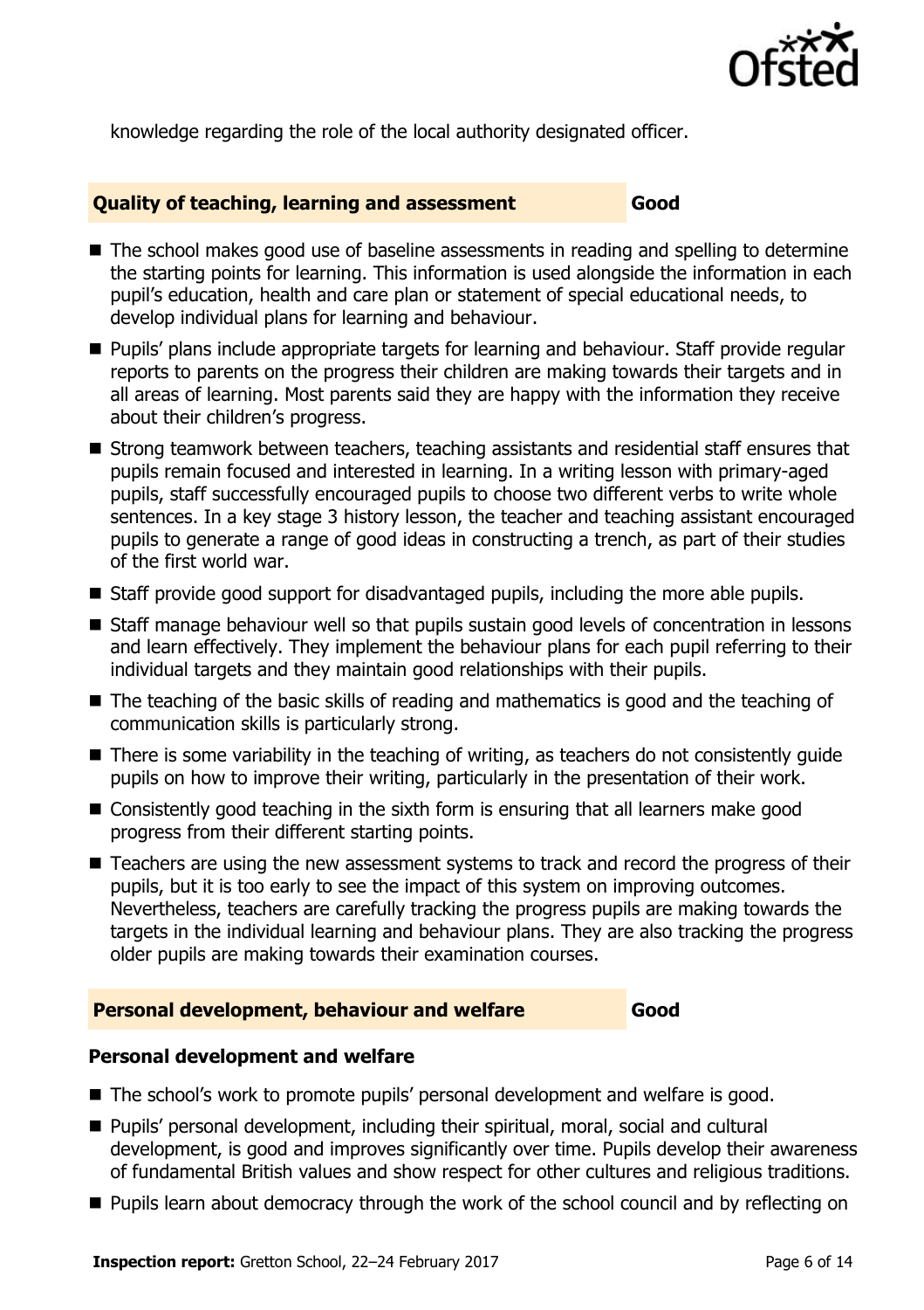knowledge regarding the role of the local authority designated officer.

## Quality of teaching, learning and assessment — Good

- The school makes good use of baseline assessments in reading and spelling to determine the starting points for learning. This information is used alongside the information in each pupil's education, health and care plan or statement of special educational needs, to develop individual plans for learning and behaviour.
- Pupils' plans include appropriate targets for learning and behaviour. Staff provide regular reports to parents on the progress their children are making towards their targets and in all areas of learning. Most parents said they are happy with the information they receive about their children's progress.
- Strong teamwork between teachers, teaching assistants and residential staff ensures that pupils remain focused and interested in learning. In a writing lesson with primary-aged pupils, staff successfully encouraged pupils to choose two different verbs to write whole sentences. In a key stage 3 history lesson, the teacher and teaching assistant encouraged pupils to generate a range of good ideas in constructing a trench, as part of their studies of the first world war.
- Staff provide good support for disadvantaged pupils, including the more able pupils.
- Staff manage behaviour well so that pupils sustain good levels of concentration in lessons and learn effectively. They implement the behaviour plans for each pupil referring to their individual targets and they maintain good relationships with their pupils.
- The teaching of the basic skills of reading and mathematics is good and the teaching of communication skills is particularly strong.
- There is some variability in the teaching of writing, as teachers do not consistently guide pupils on how to improve their writing, particularly in the presentation of their work.
- Consistently good teaching in the sixth form is ensuring that all learners make good progress from their different starting points.
- Teachers are using the new assessment systems to track and record the progress of their pupils, but it is too early to see the impact of this system on improving outcomes. Nevertheless, teachers are carefully tracking the progress pupils are making towards the targets in the individual learning and behaviour plans. They are also tracking the progress older pupils are making towards their examination courses.

## Personal development, behaviour and welfare — Good

### Personal development and welfare

- The school's work to promote pupils' personal development and welfare is good.
- Pupils' personal development, including their spiritual, moral, social and cultural development, is good and improves significantly over time. Pupils develop their awareness of fundamental British values and show respect for other cultures and religious traditions.
- Pupils learn about democracy through the work of the school council and by reflecting on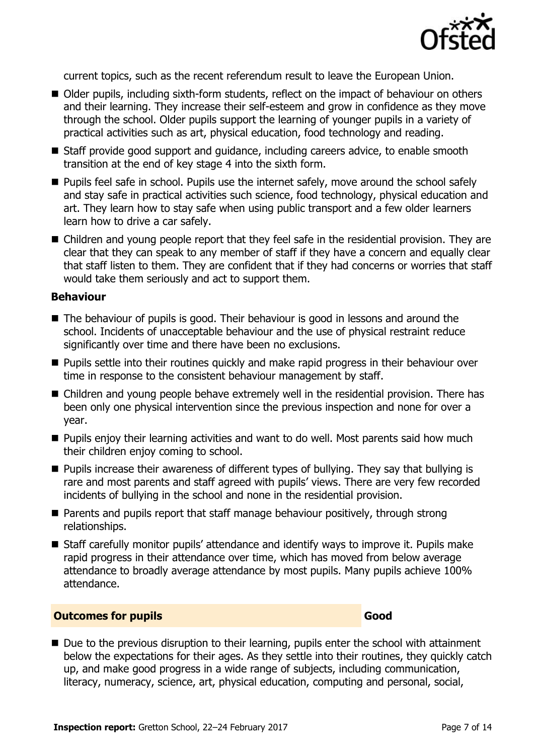current topics, such as the recent referendum result to leave the European Union.

- Older pupils, including sixth-form students, reflect on the impact of behaviour on others and their learning. They increase their self-esteem and grow in confidence as they move through the school. Older pupils support the learning of younger pupils in a variety of practical activities such as art, physical education, food technology and reading.
- Staff provide good support and guidance, including careers advice, to enable smooth transition at the end of key stage 4 into the sixth form.
- Pupils feel safe in school. Pupils use the internet safely, move around the school safely and stay safe in practical activities such science, food technology, physical education and art. They learn how to stay safe when using public transport and a few older learners learn how to drive a car safely.
- Children and young people report that they feel safe in the residential provision. They are clear that they can speak to any member of staff if they have a concern and equally clear that staff listen to them. They are confident that if they had concerns or worries that staff would take them seriously and act to support them.

**Behaviour**

- The behaviour of pupils is good. Their behaviour is good in lessons and around the school. Incidents of unacceptable behaviour and the use of physical restraint reduce significantly over time and there have been no exclusions.
- Pupils settle into their routines quickly and make rapid progress in their behaviour over time in response to the consistent behaviour management by staff.
- Children and young people behave extremely well in the residential provision. There has been only one physical intervention since the previous inspection and none for over a year.
- Pupils enjoy their learning activities and want to do well. Most parents said how much their children enjoy coming to school.
- Pupils increase their awareness of different types of bullying. They say that bullying is rare and most parents and staff agreed with pupils' views. There are very few recorded incidents of bullying in the school and none in the residential provision.
- Parents and pupils report that staff manage behaviour positively, through strong relationships.
- Staff carefully monitor pupils' attendance and identify ways to improve it. Pupils make rapid progress in their attendance over time, which has moved from below average attendance to broadly average attendance by most pupils. Many pupils achieve 100% attendance.

## Outcomes for pupils — Good

- Due to the previous disruption to their learning, pupils enter the school with attainment below the expectations for their ages. As they settle into their routines, they quickly catch up, and make good progress in a wide range of subjects, including communication, literacy, numeracy, science, art, physical education, computing and personal, social,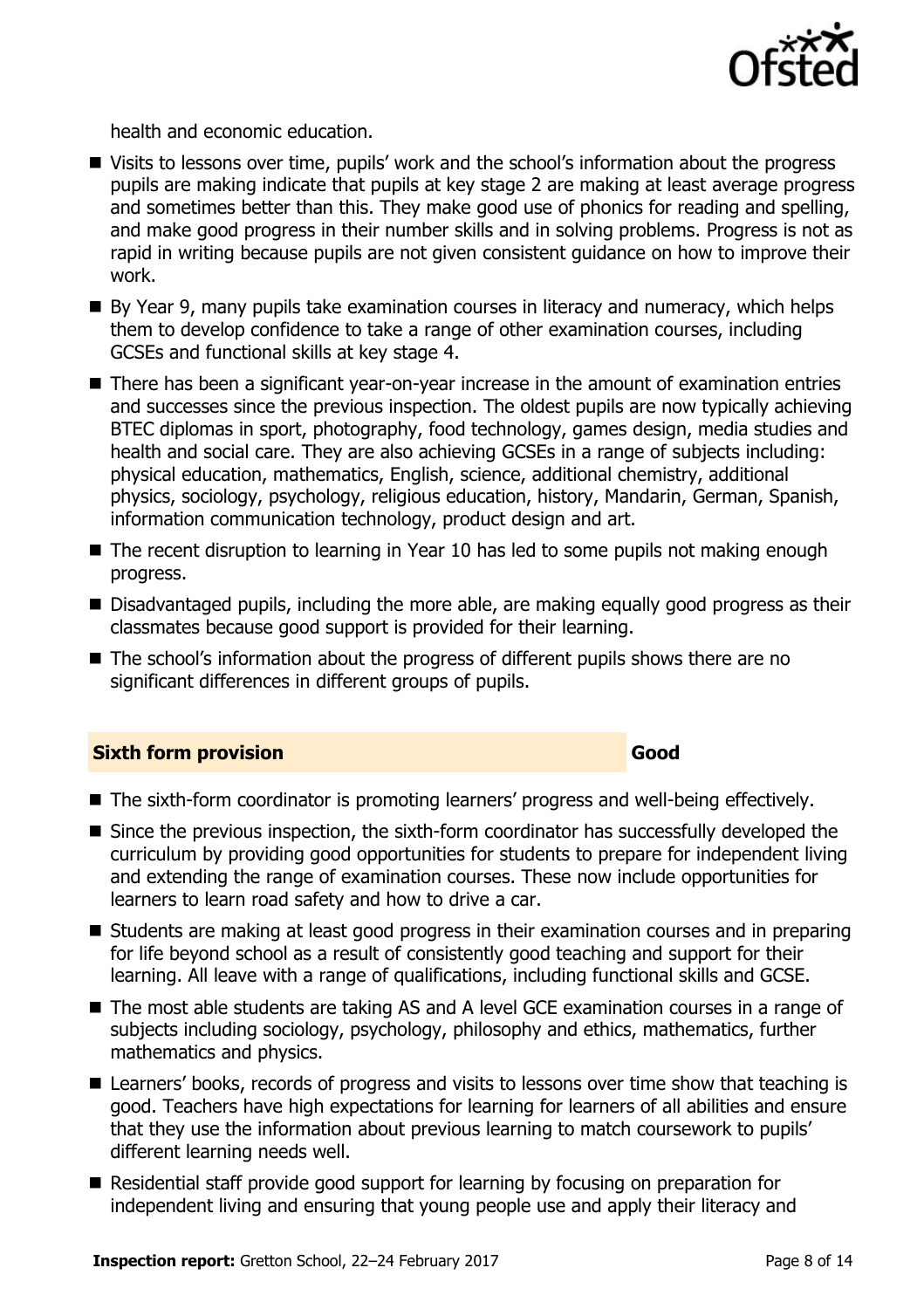health and economic education.

- Visits to lessons over time, pupils' work and the school's information about the progress pupils are making indicate that pupils at key stage 2 are making at least average progress and sometimes better than this. They make good use of phonics for reading and spelling, and make good progress in their number skills and in solving problems. Progress is not as rapid in writing because pupils are not given consistent guidance on how to improve their work.
- By Year 9, many pupils take examination courses in literacy and numeracy, which helps them to develop confidence to take a range of other examination courses, including GCSEs and functional skills at key stage 4.
- There has been a significant year-on-year increase in the amount of examination entries and successes since the previous inspection. The oldest pupils are now typically achieving BTEC diplomas in sport, photography, food technology, games design, media studies and health and social care. They are also achieving GCSEs in a range of subjects including: physical education, mathematics, English, science, additional chemistry, additional physics, sociology, psychology, religious education, history, Mandarin, German, Spanish, information communication technology, product design and art.
- The recent disruption to learning in Year 10 has led to some pupils not making enough progress.
- Disadvantaged pupils, including the more able, are making equally good progress as their classmates because good support is provided for their learning.
- The school's information about the progress of different pupils shows there are no significant differences in different groups of pupils.

## Sixth form provision — Good

- The sixth-form coordinator is promoting learners' progress and well-being effectively.
- Since the previous inspection, the sixth-form coordinator has successfully developed the curriculum by providing good opportunities for students to prepare for independent living and extending the range of examination courses. These now include opportunities for learners to learn road safety and how to drive a car.
- Students are making at least good progress in their examination courses and in preparing for life beyond school as a result of consistently good teaching and support for their learning. All leave with a range of qualifications, including functional skills and GCSE.
- The most able students are taking AS and A level GCE examination courses in a range of subjects including sociology, psychology, philosophy and ethics, mathematics, further mathematics and physics.
- Learners' books, records of progress and visits to lessons over time show that teaching is good. Teachers have high expectations for learning for learners of all abilities and ensure that they use the information about previous learning to match coursework to pupils' different learning needs well.
- Residential staff provide good support for learning by focusing on preparation for independent living and ensuring that young people use and apply their literacy and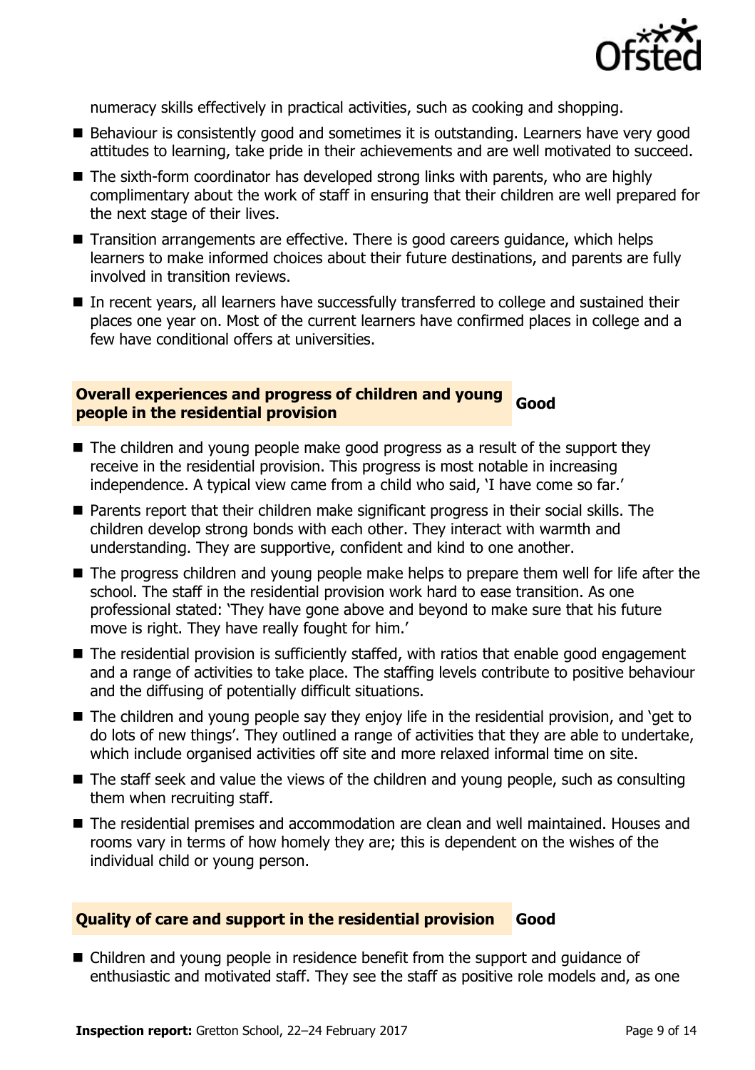numeracy skills effectively in practical activities, such as cooking and shopping.

- Behaviour is consistently good and sometimes it is outstanding. Learners have very good attitudes to learning, take pride in their achievements and are well motivated to succeed.
- The sixth-form coordinator has developed strong links with parents, who are highly complimentary about the work of staff in ensuring that their children are well prepared for the next stage of their lives.
- Transition arrangements are effective. There is good careers guidance, which helps learners to make informed choices about their future destinations, and parents are fully involved in transition reviews.
- In recent years, all learners have successfully transferred to college and sustained their places one year on. Most of the current learners have confirmed places in college and a few have conditional offers at universities.

### Overall experiences and progress of children and young people in the residential provision — Good

- The children and young people make good progress as a result of the support they receive in the residential provision. This progress is most notable in increasing independence. A typical view came from a child who said, 'I have come so far.'
- Parents report that their children make significant progress in their social skills. The children develop strong bonds with each other. They interact with warmth and understanding. They are supportive, confident and kind to one another.
- The progress children and young people make helps to prepare them well for life after the school. The staff in the residential provision work hard to ease transition. As one professional stated: 'They have gone above and beyond to make sure that his future move is right. They have really fought for him.'
- The residential provision is sufficiently staffed, with ratios that enable good engagement and a range of activities to take place. The staffing levels contribute to positive behaviour and the diffusing of potentially difficult situations.
- The children and young people say they enjoy life in the residential provision, and 'get to do lots of new things'. They outlined a range of activities that they are able to undertake, which include organised activities off site and more relaxed informal time on site.
- The staff seek and value the views of the children and young people, such as consulting them when recruiting staff.
- The residential premises and accommodation are clean and well maintained. Houses and rooms vary in terms of how homely they are; this is dependent on the wishes of the individual child or young person.

### Quality of care and support in the residential provision — Good

- Children and young people in residence benefit from the support and guidance of enthusiastic and motivated staff. They see the staff as positive role models and, as one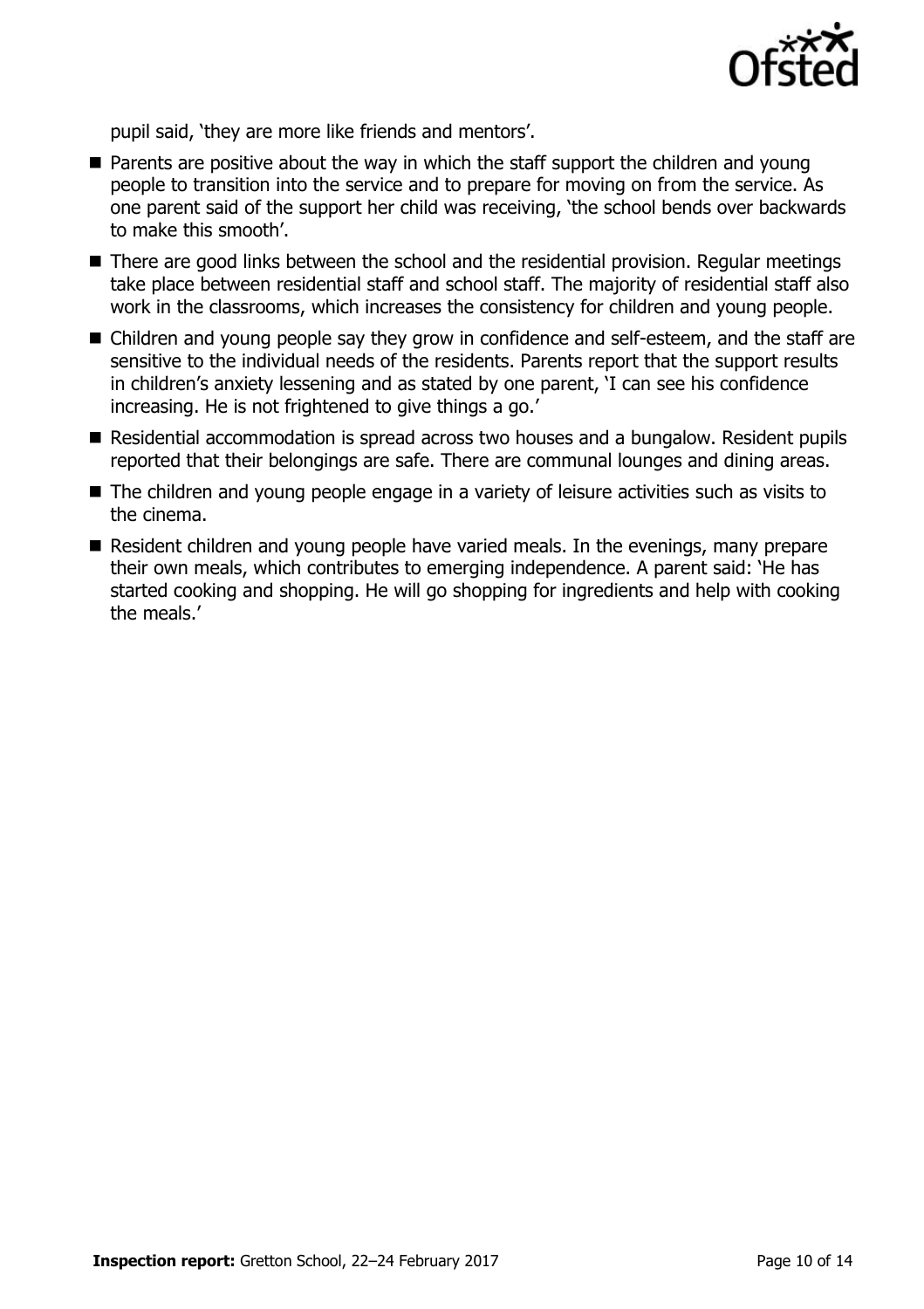pupil said, 'they are more like friends and mentors'.

- Parents are positive about the way in which the staff support the children and young people to transition into the service and to prepare for moving on from the service. As one parent said of the support her child was receiving, 'the school bends over backwards to make this smooth'.
- There are good links between the school and the residential provision. Regular meetings take place between residential staff and school staff. The majority of residential staff also work in the classrooms, which increases the consistency for children and young people.
- Children and young people say they grow in confidence and self-esteem, and the staff are sensitive to the individual needs of the residents. Parents report that the support results in children's anxiety lessening and as stated by one parent, 'I can see his confidence increasing. He is not frightened to give things a go.'
- Residential accommodation is spread across two houses and a bungalow. Resident pupils reported that their belongings are safe. There are communal lounges and dining areas.
- The children and young people engage in a variety of leisure activities such as visits to the cinema.
- Resident children and young people have varied meals. In the evenings, many prepare their own meals, which contributes to emerging independence. A parent said: 'He has started cooking and shopping. He will go shopping for ingredients and help with cooking the meals.'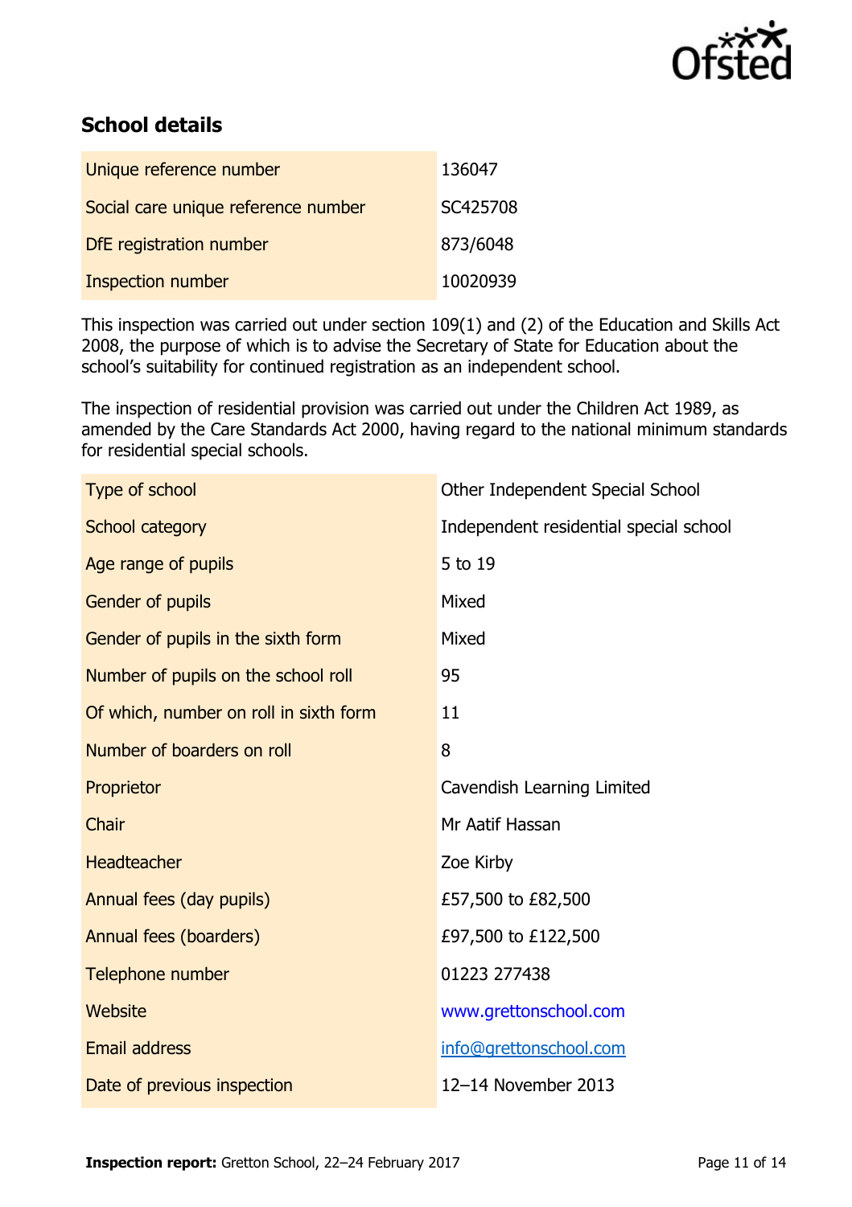## School details

| | |
|---|---|
| Unique reference number | 136047 |
| Social care unique reference number | SC425708 |
| DfE registration number | 873/6048 |
| Inspection number | 10020939 |

This inspection was carried out under section 109(1) and (2) of the Education and Skills Act 2008, the purpose of which is to advise the Secretary of State for Education about the school's suitability for continued registration as an independent school.

The inspection of residential provision was carried out under the Children Act 1989, as amended by the Care Standards Act 2000, having regard to the national minimum standards for residential special schools.

| | |
|---|---|
| Type of school | Other Independent Special School |
| School category | Independent residential special school |
| Age range of pupils | 5 to 19 |
| Gender of pupils | Mixed |
| Gender of pupils in the sixth form | Mixed |
| Number of pupils on the school roll | 95 |
| Of which, number on roll in sixth form | 11 |
| Number of boarders on roll | 8 |
| Proprietor | Cavendish Learning Limited |
| Chair | Mr Aatif Hassan |
| Headteacher | Zoe Kirby |
| Annual fees (day pupils) | £57,500 to £82,500 |
| Annual fees (boarders) | £97,500 to £122,500 |
| Telephone number | 01223 277438 |
| Website | www.grettonschool.com |
| Email address | info@grettonschool.com |
| Date of previous inspection | 12–14 November 2013 |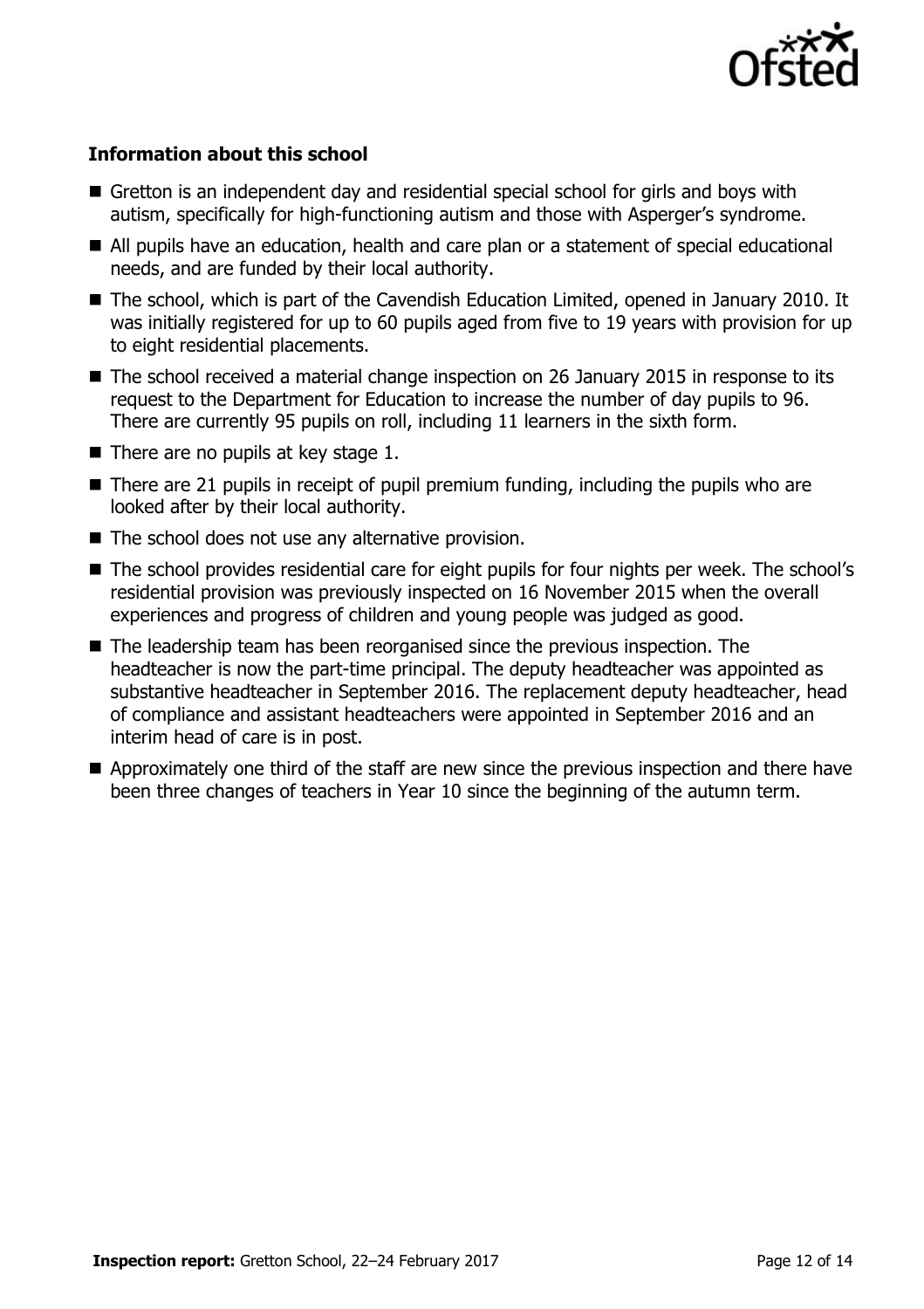### Information about this school

- Gretton is an independent day and residential special school for girls and boys with autism, specifically for high-functioning autism and those with Asperger's syndrome.
- All pupils have an education, health and care plan or a statement of special educational needs, and are funded by their local authority.
- The school, which is part of the Cavendish Education Limited, opened in January 2010. It was initially registered for up to 60 pupils aged from five to 19 years with provision for up to eight residential placements.
- The school received a material change inspection on 26 January 2015 in response to its request to the Department for Education to increase the number of day pupils to 96. There are currently 95 pupils on roll, including 11 learners in the sixth form.
- There are no pupils at key stage 1.
- There are 21 pupils in receipt of pupil premium funding, including the pupils who are looked after by their local authority.
- The school does not use any alternative provision.
- The school provides residential care for eight pupils for four nights per week. The school's residential provision was previously inspected on 16 November 2015 when the overall experiences and progress of children and young people was judged as good.
- The leadership team has been reorganised since the previous inspection. The headteacher is now the part-time principal. The deputy headteacher was appointed as substantive headteacher in September 2016. The replacement deputy headteacher, head of compliance and assistant headteachers were appointed in September 2016 and an interim head of care is in post.
- Approximately one third of the staff are new since the previous inspection and there have been three changes of teachers in Year 10 since the beginning of the autumn term.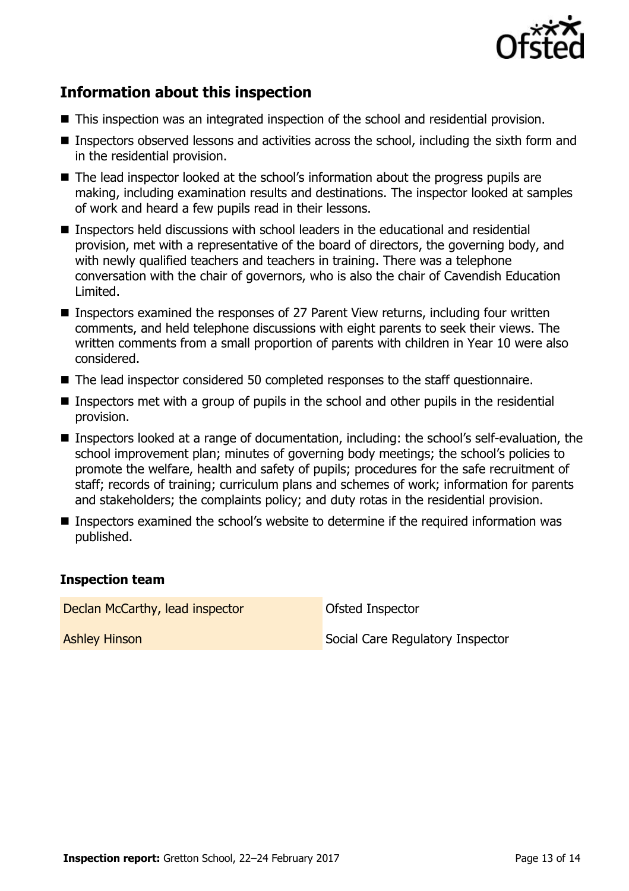## Information about this inspection

- This inspection was an integrated inspection of the school and residential provision.
- Inspectors observed lessons and activities across the school, including the sixth form and in the residential provision.
- The lead inspector looked at the school's information about the progress pupils are making, including examination results and destinations. The inspector looked at samples of work and heard a few pupils read in their lessons.
- Inspectors held discussions with school leaders in the educational and residential provision, met with a representative of the board of directors, the governing body, and with newly qualified teachers and teachers in training. There was a telephone conversation with the chair of governors, who is also the chair of Cavendish Education Limited.
- Inspectors examined the responses of 27 Parent View returns, including four written comments, and held telephone discussions with eight parents to seek their views. The written comments from a small proportion of parents with children in Year 10 were also considered.
- The lead inspector considered 50 completed responses to the staff questionnaire.
- Inspectors met with a group of pupils in the school and other pupils in the residential provision.
- Inspectors looked at a range of documentation, including: the school's self-evaluation, the school improvement plan; minutes of governing body meetings; the school's policies to promote the welfare, health and safety of pupils; procedures for the safe recruitment of staff; records of training; curriculum plans and schemes of work; information for parents and stakeholders; the complaints policy; and duty rotas in the residential provision.
- Inspectors examined the school's website to determine if the required information was published.

### Inspection team

| | |
|---|---|
| Declan McCarthy, lead inspector | Ofsted Inspector |
| Ashley Hinson | Social Care Regulatory Inspector |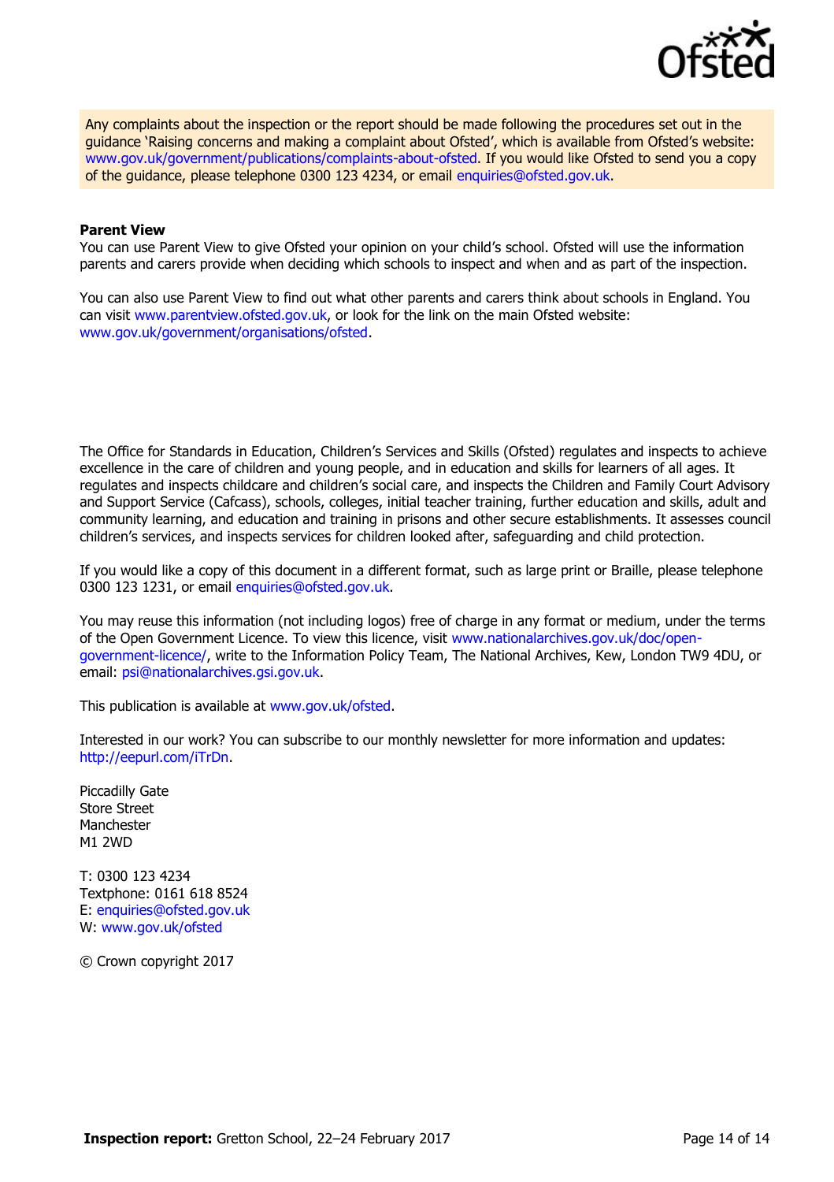Any complaints about the inspection or the report should be made following the procedures set out in the guidance 'Raising concerns and making a complaint about Ofsted', which is available from Ofsted's website: www.gov.uk/government/publications/complaints-about-ofsted. If you would like Ofsted to send you a copy of the guidance, please telephone 0300 123 4234, or email enquiries@ofsted.gov.uk.

**Parent View**

You can use Parent View to give Ofsted your opinion on your child's school. Ofsted will use the information parents and carers provide when deciding which schools to inspect and when and as part of the inspection.

You can also use Parent View to find out what other parents and carers think about schools in England. You can visit www.parentview.ofsted.gov.uk, or look for the link on the main Ofsted website: www.gov.uk/government/organisations/ofsted.

The Office for Standards in Education, Children's Services and Skills (Ofsted) regulates and inspects to achieve excellence in the care of children and young people, and in education and skills for learners of all ages. It regulates and inspects childcare and children's social care, and inspects the Children and Family Court Advisory and Support Service (Cafcass), schools, colleges, initial teacher training, further education and skills, adult and community learning, and education and training in prisons and other secure establishments. It assesses council children's services, and inspects services for children looked after, safeguarding and child protection.

If you would like a copy of this document in a different format, such as large print or Braille, please telephone 0300 123 1231, or email enquiries@ofsted.gov.uk.

You may reuse this information (not including logos) free of charge in any format or medium, under the terms of the Open Government Licence. To view this licence, visit www.nationalarchives.gov.uk/doc/open-government-licence/, write to the Information Policy Team, The National Archives, Kew, London TW9 4DU, or email: psi@nationalarchives.gsi.gov.uk.

This publication is available at www.gov.uk/ofsted.

Interested in our work? You can subscribe to our monthly newsletter for more information and updates: http://eepurl.com/iTrDn.

Piccadilly Gate
Store Street
Manchester
M1 2WD

T: 0300 123 4234
Textphone: 0161 618 8524
E: enquiries@ofsted.gov.uk
W: www.gov.uk/ofsted

© Crown copyright 2017